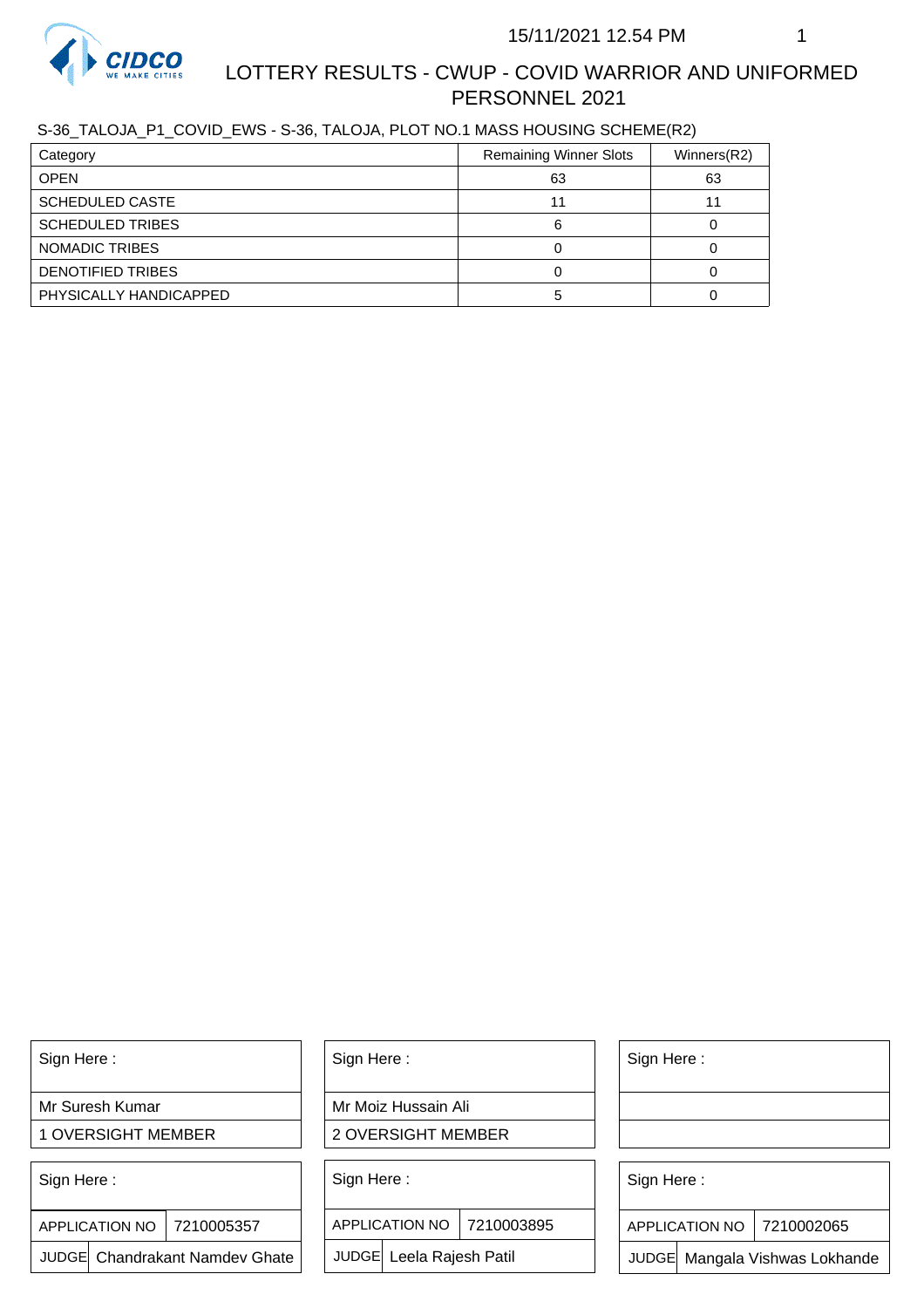# LOTTERY RESULTS - CWUP - COVID WARRIOR AND UNIFORMED PERSONNEL 2021

15/11/2021 12.54 PM

S-36_TALOJA_P1_COVID_EWS - S-36, TALOJA, PLOT NO.1 MASS HOUSING SCHEME(R2)

| Category | Remaining Winner Slots | Winners(R2) |
|---|---|---|
| OPEN | 63 | 63 |
| SCHEDULED CASTE | 11 | 11 |
| SCHEDULED TRIBES | 6 | 0 |
| NOMADIC TRIBES | 0 | 0 |
| DENOTIFIED TRIBES | 0 | 0 |
| PHYSICALLY HANDICAPPED | 5 | 0 |

| Sign Here : |
|---|
| Mr Suresh Kumar |
| 1 OVERSIGHT MEMBER |

| Sign Here : |
|---|
| Mr Moiz Hussain Ali |
| 2 OVERSIGHT MEMBER |

| Sign Here : |
|---|
| |
| |

| Sign Here : | |
|---|---|
| APPLICATION NO | 7210005357 |
| JUDGE | Chandrakant Namdev Ghate |

| Sign Here : | |
|---|---|
| APPLICATION NO | 7210003895 |
| JUDGE | Leela Rajesh Patil |

| Sign Here : | |
|---|---|
| APPLICATION NO | 7210002065 |
| JUDGE | Mangala Vishwas Lokhande |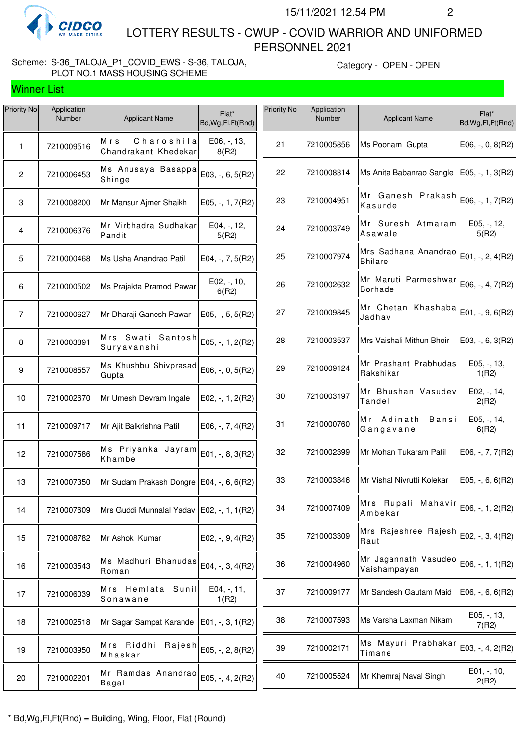CIDCO

LOTTERY RESULTS - CWUP - COVID WARRIOR AND UNIFORMED PERSONNEL 2021

15/11/2021 12.54 PM

Scheme: S-36_TALOJA_P1_COVID_EWS - S-36, TALOJA, PLOT NO.1 MASS HOUSING SCHEME

Category - OPEN - OPEN

## Winner List

| Priority No | Application Number | Applicant Name | Flat* Bd,Wg,Fl,Ft(Rnd) |
|---|---|---|---|
| 1 | 7210009516 | Mrs Charoshila Chandrakant Khedekar | E06, -, 13, 8(R2) |
| 2 | 7210006453 | Ms Anusaya Basappa Shinge | E03, -, 6, 5(R2) |
| 3 | 7210008200 | Mr Mansur Ajmer Shaikh | E05, -, 1, 7(R2) |
| 4 | 7210006376 | Mr Virbhadra Sudhakar Pandit | E04, -, 12, 5(R2) |
| 5 | 7210000468 | Ms Usha Anandrao Patil | E04, -, 7, 5(R2) |
| 6 | 7210000502 | Ms Prajakta Pramod Pawar | E02, -, 10, 6(R2) |
| 7 | 7210000627 | Mr Dharaji Ganesh Pawar | E05, -, 5, 5(R2) |
| 8 | 7210003891 | Mrs Swati Santosh Suryavanshi | E05, -, 1, 2(R2) |
| 9 | 7210008557 | Ms Khushbu Shivprasad Gupta | E06, -, 0, 5(R2) |
| 10 | 7210002670 | Mr Umesh Devram Ingale | E02, -, 1, 2(R2) |
| 11 | 7210009717 | Mr Ajit Balkrishna Patil | E06, -, 7, 4(R2) |
| 12 | 7210007586 | Ms Priyanka Jayram Khambe | E01, -, 8, 3(R2) |
| 13 | 7210007350 | Mr Sudam Prakash Dongre | E04, -, 6, 6(R2) |
| 14 | 7210007609 | Mrs Guddi Munnalal Yadav | E02, -, 1, 1(R2) |
| 15 | 7210008782 | Mr Ashok Kumar | E02, -, 9, 4(R2) |
| 16 | 7210003543 | Ms Madhuri Bhanudas Roman | E04, -, 3, 4(R2) |
| 17 | 7210006039 | Mrs Hemlata Sunil Sonawane | E04, -, 11, 1(R2) |
| 18 | 7210002518 | Mr Sagar Sampat Karande | E01, -, 3, 1(R2) |
| 19 | 7210003950 | Mrs Riddhi Rajesh Mhaskar | E05, -, 2, 8(R2) |
| 20 | 7210002201 | Mr Ramdas Anandrao Bagal | E05, -, 4, 2(R2) |
| 21 | 7210005856 | Ms Poonam Gupta | E06, -, 0, 8(R2) |
| 22 | 7210008314 | Ms Anita Babanrao Sangle | E05, -, 1, 3(R2) |
| 23 | 7210004951 | Mr Ganesh Prakash Kasurde | E06, -, 1, 7(R2) |
| 24 | 7210003749 | Mr Suresh Atmaram Asawale | E05, -, 12, 5(R2) |
| 25 | 7210007974 | Mrs Sadhana Anandrao Bhilare | E01, -, 2, 4(R2) |
| 26 | 7210002632 | Mr Maruti Parmeshwar Borhade | E06, -, 4, 7(R2) |
| 27 | 7210009845 | Mr Chetan Khashaba Jadhav | E01, -, 9, 6(R2) |
| 28 | 7210003537 | Mrs Vaishali Mithun Bhoir | E03, -, 6, 3(R2) |
| 29 | 7210009124 | Mr Prashant Prabhudas Rakshikar | E05, -, 13, 1(R2) |
| 30 | 7210003197 | Mr Bhushan Vasudev Tandel | E02, -, 14, 2(R2) |
| 31 | 7210000760 | Mr Adinath Bansi Gangavane | E05, -, 14, 6(R2) |
| 32 | 7210002399 | Mr Mohan Tukaram Patil | E06, -, 7, 7(R2) |
| 33 | 7210003846 | Mr Vishal Nivrutti Kolekar | E05, -, 6, 6(R2) |
| 34 | 7210007409 | Mrs Rupali Mahavir Ambekar | E06, -, 1, 2(R2) |
| 35 | 7210003309 | Mrs Rajeshree Rajesh Raut | E02, -, 3, 4(R2) |
| 36 | 7210004960 | Mr Jagannath Vasudeo Vaishampayan | E06, -, 1, 1(R2) |
| 37 | 7210009177 | Mr Sandesh Gautam Maid | E06, -, 6, 6(R2) |
| 38 | 7210007593 | Ms Varsha Laxman Nikam | E05, -, 13, 7(R2) |
| 39 | 7210002171 | Ms Mayuri Prabhakar Timane | E03, -, 4, 2(R2) |
| 40 | 7210005524 | Mr Khemraj Naval Singh | E01, -, 10, 2(R2) |

* Bd,Wg,Fl,Ft(Rnd) = Building, Wing, Floor, Flat (Round)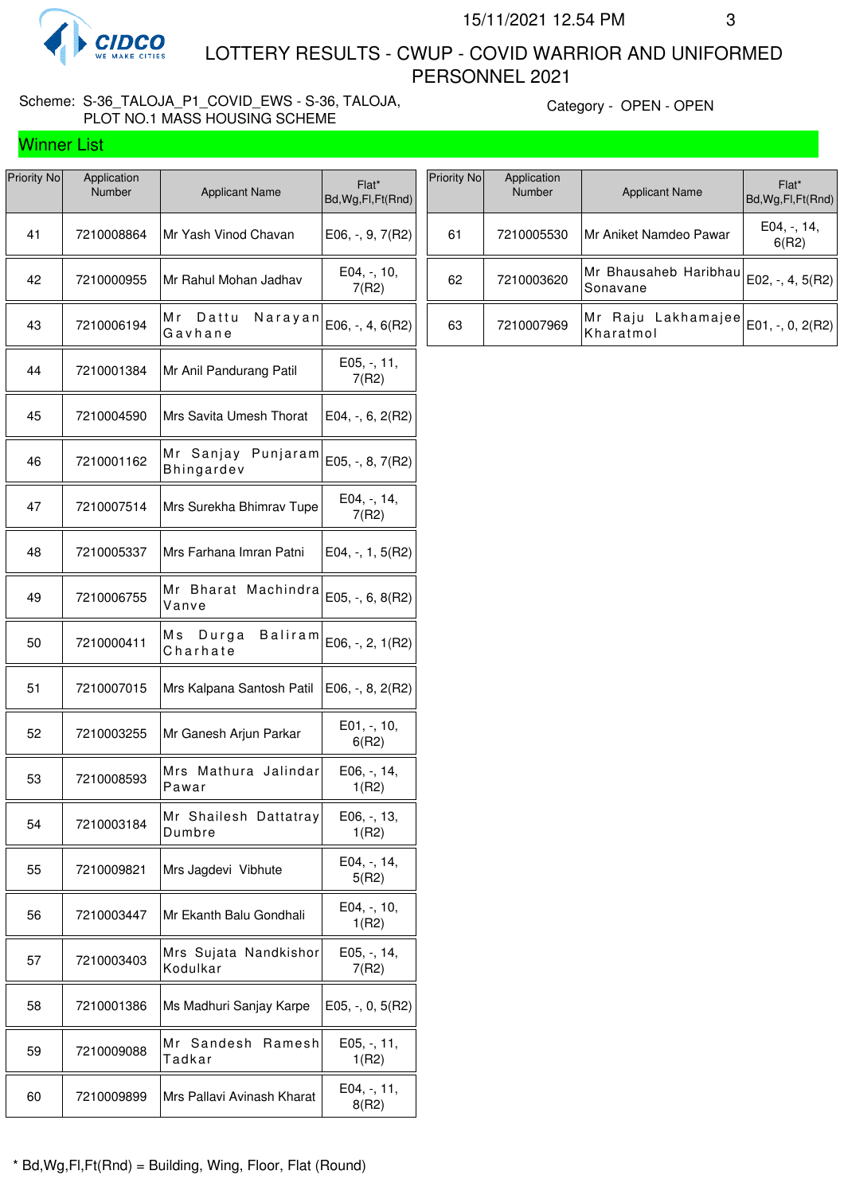# LOTTERY RESULTS - CWUP - COVID WARRIOR AND UNIFORMED PERSONNEL 2021

Scheme: S-36_TALOJA_P1_COVID_EWS - S-36, TALOJA, PLOT NO.1 MASS HOUSING SCHEME

Category - OPEN - OPEN

## Winner List

| Priority No | Application Number | Applicant Name | Flat* Bd,Wg,Fl,Ft(Rnd) |
|---|---|---|---|
| 41 | 7210008864 | Mr Yash Vinod Chavan | E06, -, 9, 7(R2) |
| 42 | 7210000955 | Mr Rahul Mohan Jadhav | E04, -, 10, 7(R2) |
| 43 | 7210006194 | Mr Dattu Narayan Gavhane | E06, -, 4, 6(R2) |
| 44 | 7210001384 | Mr Anil Pandurang Patil | E05, -, 11, 7(R2) |
| 45 | 7210004590 | Mrs Savita Umesh Thorat | E04, -, 6, 2(R2) |
| 46 | 7210001162 | Mr Sanjay Punjaram Bhingardev | E05, -, 8, 7(R2) |
| 47 | 7210007514 | Mrs Surekha Bhimrav Tupe | E04, -, 14, 7(R2) |
| 48 | 7210005337 | Mrs Farhana Imran Patni | E04, -, 1, 5(R2) |
| 49 | 7210006755 | Mr Bharat Machindra Vanve | E05, -, 6, 8(R2) |
| 50 | 7210000411 | Ms Durga Baliram Charhate | E06, -, 2, 1(R2) |
| 51 | 7210007015 | Mrs Kalpana Santosh Patil | E06, -, 8, 2(R2) |
| 52 | 7210003255 | Mr Ganesh Arjun Parkar | E01, -, 10, 6(R2) |
| 53 | 7210008593 | Mrs Mathura Jalindar Pawar | E06, -, 14, 1(R2) |
| 54 | 7210003184 | Mr Shailesh Dattatray Dumbre | E06, -, 13, 1(R2) |
| 55 | 7210009821 | Mrs Jagdevi Vibhute | E04, -, 14, 5(R2) |
| 56 | 7210003447 | Mr Ekanth Balu Gondhali | E04, -, 10, 1(R2) |
| 57 | 7210003403 | Mrs Sujata Nandkishor Kodulkar | E05, -, 14, 7(R2) |
| 58 | 7210001386 | Ms Madhuri Sanjay Karpe | E05, -, 0, 5(R2) |
| 59 | 7210009088 | Mr Sandesh Ramesh Tadkar | E05, -, 11, 1(R2) |
| 60 | 7210009899 | Mrs Pallavi Avinash Kharat | E04, -, 11, 8(R2) |
| 61 | 7210005530 | Mr Aniket Namdeo Pawar | E04, -, 14, 6(R2) |
| 62 | 7210003620 | Mr Bhausaheb Haribhau Sonavane | E02, -, 4, 5(R2) |
| 63 | 7210007969 | Mr Raju Lakhamajee Kharatmol | E01, -, 0, 2(R2) |

\* Bd,Wg,Fl,Ft(Rnd) = Building, Wing, Floor, Flat (Round)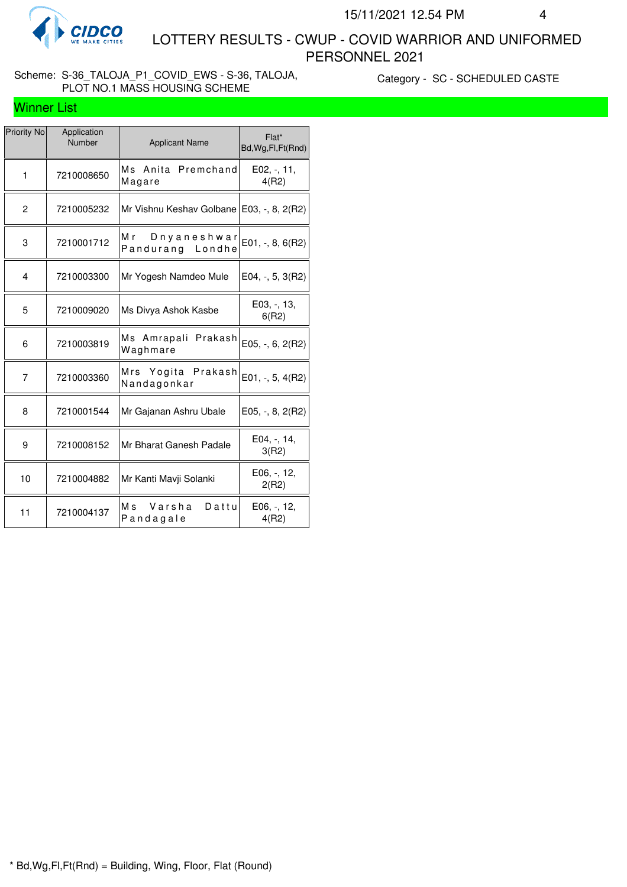# LOTTERY RESULTS - CWUP - COVID WARRIOR AND UNIFORMED PERSONNEL 2021

15/11/2021 12.54 PM

Scheme: S-36_TALOJA_P1_COVID_EWS - S-36, TALOJA, PLOT NO.1 MASS HOUSING SCHEME

Category - SC - SCHEDULED CASTE

## Winner List

| Priority No | Application Number | Applicant Name | Flat* Bd,Wg,Fl,Ft(Rnd) |
|---|---|---|---|
| 1 | 7210008650 | Ms Anita Premchand Magare | E02, -, 11, 4(R2) |
| 2 | 7210005232 | Mr Vishnu Keshav Golbane | E03, -, 8, 2(R2) |
| 3 | 7210001712 | Mr Dnyaneshwar Pandurang Londhe | E01, -, 8, 6(R2) |
| 4 | 7210003300 | Mr Yogesh Namdeo Mule | E04, -, 5, 3(R2) |
| 5 | 7210009020 | Ms Divya Ashok Kasbe | E03, -, 13, 6(R2) |
| 6 | 7210003819 | Ms Amrapali Prakash Waghmare | E05, -, 6, 2(R2) |
| 7 | 7210003360 | Mrs Yogita Prakash Nandagonkar | E01, -, 5, 4(R2) |
| 8 | 7210001544 | Mr Gajanan Ashru Ubale | E05, -, 8, 2(R2) |
| 9 | 7210008152 | Mr Bharat Ganesh Padale | E04, -, 14, 3(R2) |
| 10 | 7210004882 | Mr Kanti Mavji Solanki | E06, -, 12, 2(R2) |
| 11 | 7210004137 | Ms Varsha Dattu Pandagale | E06, -, 12, 4(R2) |

* Bd,Wg,Fl,Ft(Rnd) = Building, Wing, Floor, Flat (Round)